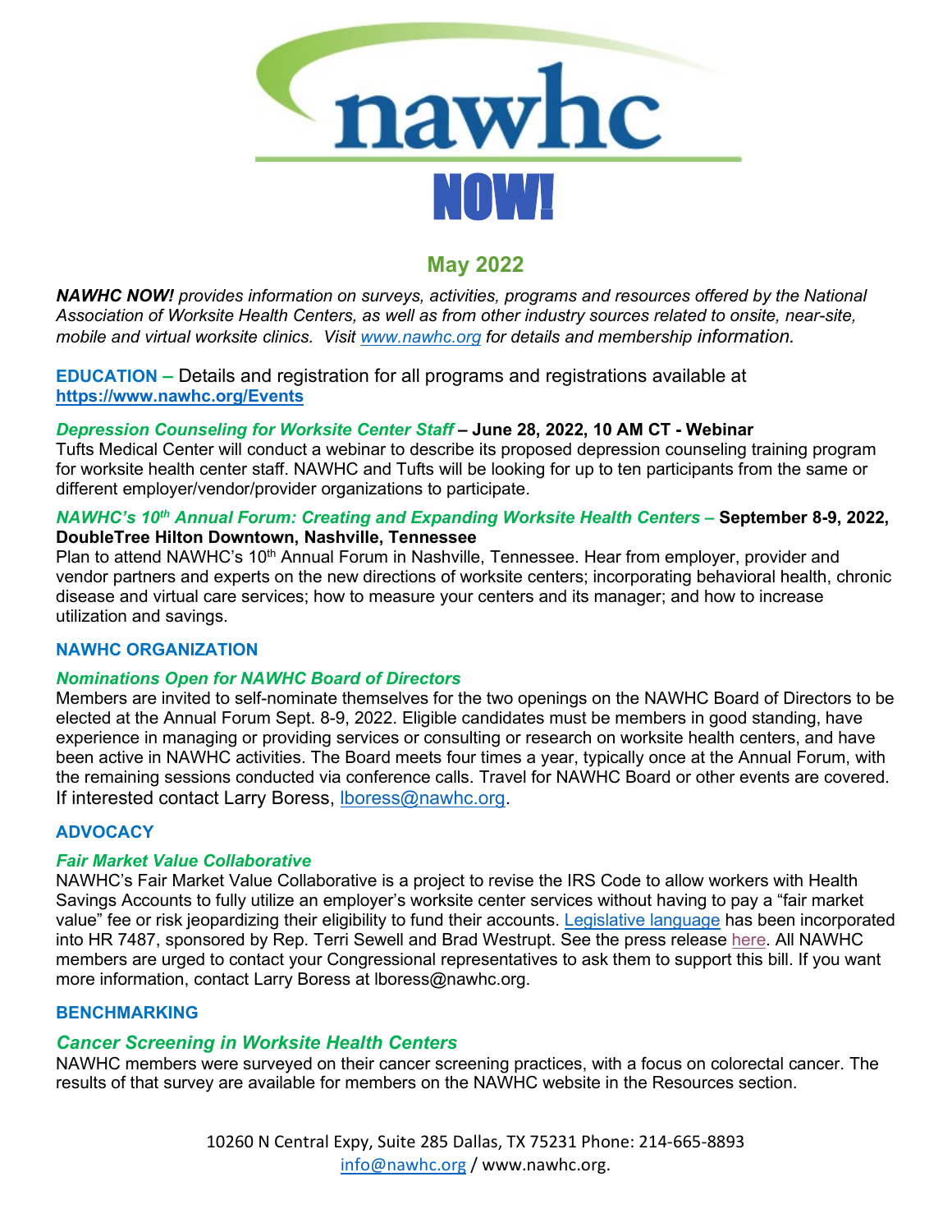# nawhc NOW!

## May 2022

***NAWHC NOW!*** *provides information on surveys, activities, programs and resources offered by the National Association of Worksite Health Centers, as well as from other industry sources related to onsite, near-site, mobile and virtual worksite clinics. Visit [www.nawhc.org](www.nawhc.org) for details and membership information.*

**EDUCATION –** Details and registration for all programs and registrations available at **https://www.nawhc.org/Events**

***Depression Counseling for Worksite Center Staff*** **– June 28, 2022, 10 AM CT - Webinar**
Tufts Medical Center will conduct a webinar to describe its proposed depression counseling training program for worksite health center staff. NAWHC and Tufts will be looking for up to ten participants from the same or different employer/vendor/provider organizations to participate.

***NAWHC's 10th Annual Forum: Creating and Expanding Worksite Health Centers*** **– September 8-9, 2022, DoubleTree Hilton Downtown, Nashville, Tennessee**
Plan to attend NAWHC's 10th Annual Forum in Nashville, Tennessee. Hear from employer, provider and vendor partners and experts on the new directions of worksite centers; incorporating behavioral health, chronic disease and virtual care services; how to measure your centers and its manager; and how to increase utilization and savings.

### NAWHC ORGANIZATION

***Nominations Open for NAWHC Board of Directors***
Members are invited to self-nominate themselves for the two openings on the NAWHC Board of Directors to be elected at the Annual Forum Sept. 8-9, 2022. Eligible candidates must be members in good standing, have experience in managing or providing services or consulting or research on worksite health centers, and have been active in NAWHC activities. The Board meets four times a year, typically once at the Annual Forum, with the remaining sessions conducted via conference calls. Travel for NAWHC Board or other events are covered. If interested contact Larry Boress, lboress@nawhc.org.

### ADVOCACY

***Fair Market Value Collaborative***
NAWHC's Fair Market Value Collaborative is a project to revise the IRS Code to allow workers with Health Savings Accounts to fully utilize an employer's worksite center services without having to pay a "fair market value" fee or risk jeopardizing their eligibility to fund their accounts. Legislative language has been incorporated into HR 7487, sponsored by Rep. Terri Sewell and Brad Westrupt. See the press release here. All NAWHC members are urged to contact your Congressional representatives to ask them to support this bill. If you want more information, contact Larry Boress at lboress@nawhc.org.

### BENCHMARKING

***Cancer Screening in Worksite Health Centers***
NAWHC members were surveyed on their cancer screening practices, with a focus on colorectal cancer. The results of that survey are available for members on the NAWHC website in the Resources section.

10260 N Central Expy, Suite 285 Dallas, TX 75231 Phone: 214-665-8893
info@nawhc.org / www.nawhc.org.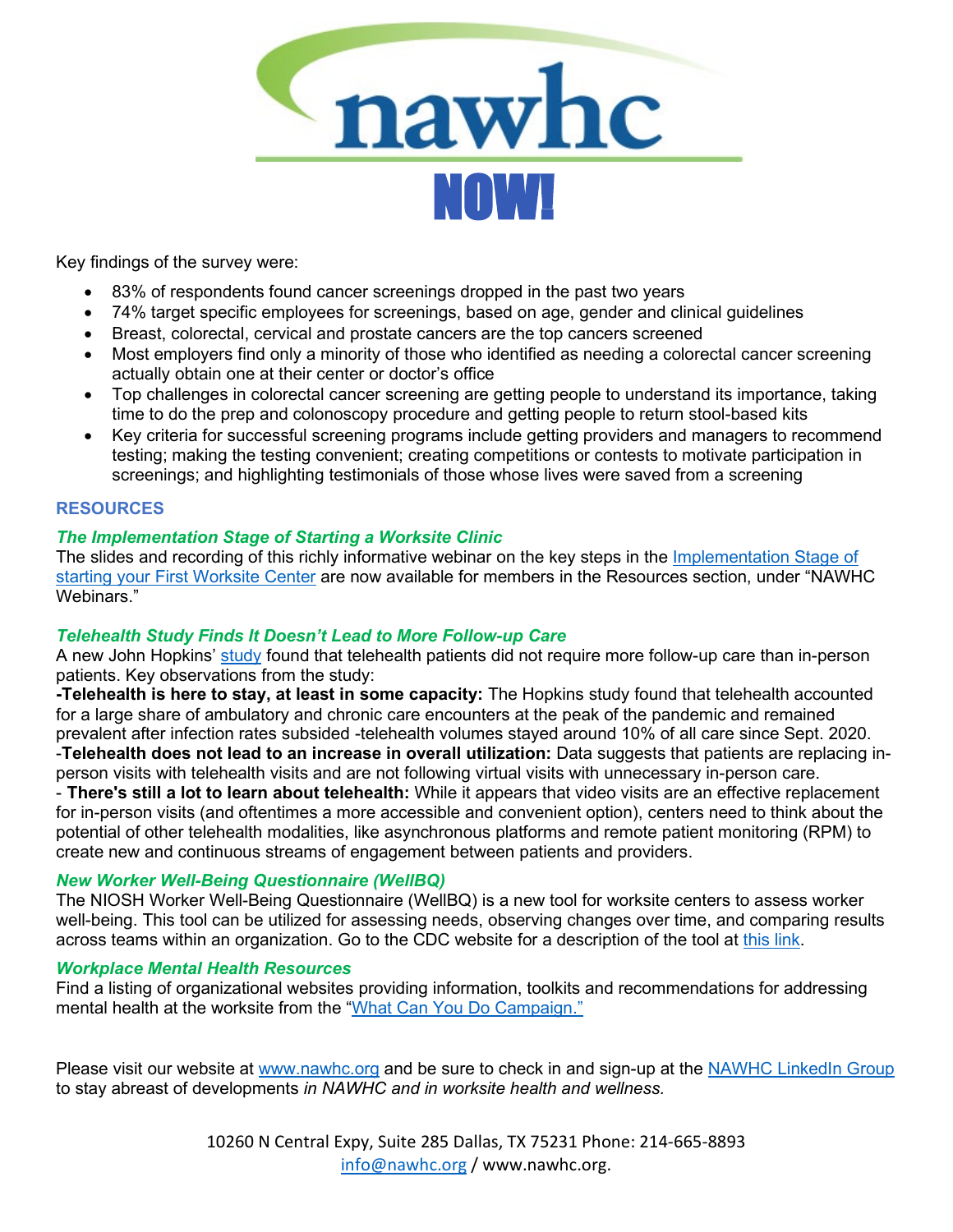Key findings of the survey were:

- 83% of respondents found cancer screenings dropped in the past two years
- 74% target specific employees for screenings, based on age, gender and clinical guidelines
- Breast, colorectal, cervical and prostate cancers are the top cancers screened
- Most employers find only a minority of those who identified as needing a colorectal cancer screening actually obtain one at their center or doctor's office
- Top challenges in colorectal cancer screening are getting people to understand its importance, taking time to do the prep and colonoscopy procedure and getting people to return stool-based kits
- Key criteria for successful screening programs include getting providers and managers to recommend testing; making the testing convenient; creating competitions or contests to motivate participation in screenings; and highlighting testimonials of those whose lives were saved from a screening

## RESOURCES

### *The Implementation Stage of Starting a Worksite Clinic*

The slides and recording of this richly informative webinar on the key steps in the [Implementation Stage of starting your First Worksite Center] are now available for members in the Resources section, under "NAWHC Webinars."

### *Telehealth Study Finds It Doesn't Lead to More Follow-up Care*

A new John Hopkins' [study] found that telehealth patients did not require more follow-up care than in-person patients. Key observations from the study:

**-Telehealth is here to stay, at least in some capacity:** The Hopkins study found that telehealth accounted for a large share of ambulatory and chronic care encounters at the peak of the pandemic and remained prevalent after infection rates subsided -telehealth volumes stayed around 10% of all care since Sept. 2020.

-**Telehealth does not lead to an increase in overall utilization:** Data suggests that patients are replacing in-person visits with telehealth visits and are not following virtual visits with unnecessary in-person care.

- **There's still a lot to learn about telehealth:** While it appears that video visits are an effective replacement for in-person visits (and oftentimes a more accessible and convenient option), centers need to think about the potential of other telehealth modalities, like asynchronous platforms and remote patient monitoring (RPM) to create new and continuous streams of engagement between patients and providers.

### *New Worker Well-Being Questionnaire (WellBQ)*

The NIOSH Worker Well-Being Questionnaire (WellBQ) is a new tool for worksite centers to assess worker well-being. This tool can be utilized for assessing needs, observing changes over time, and comparing results across teams within an organization. Go to the CDC website for a description of the tool at [this link].

### *Workplace Mental Health Resources*

Find a listing of organizational websites providing information, toolkits and recommendations for addressing mental health at the worksite from the "[What Can You Do Campaign.]"

Please visit our website at www.nawhc.org and be sure to check in and sign-up at the [NAWHC LinkedIn Group] to stay abreast of developments *in NAWHC and in worksite health and wellness.*

10260 N Central Expy, Suite 285 Dallas, TX 75231 Phone: 214-665-8893
info@nawhc.org / www.nawhc.org.